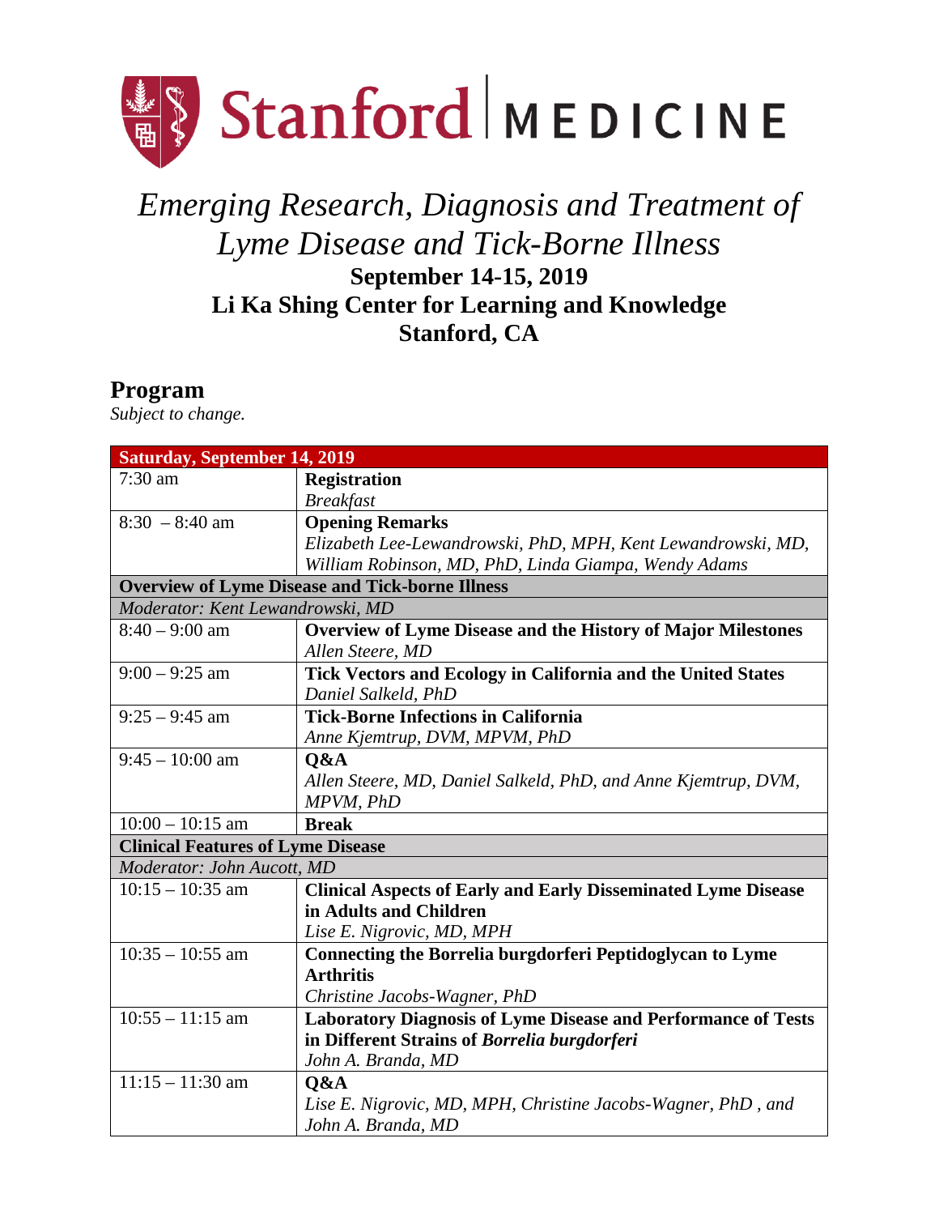Stanford MEDICINE

# *Emerging Research, Diagnosis and Treatment of Lyme Disease and Tick-Borne Illness*

**September 14-15, 2019**
**Li Ka Shing Center for Learning and Knowledge**
**Stanford, CA**

## Program

*Subject to change.*

| **Saturday, September 14, 2019** | |
|---|---|
| 7:30 am | **Registration**<br>*Breakfast* |
| 8:30 – 8:40 am | **Opening Remarks**<br>*Elizabeth Lee-Lewandrowski, PhD, MPH, Kent Lewandrowski, MD, William Robinson, MD, PhD, Linda Giampa, Wendy Adams* |
| **Overview of Lyme Disease and Tick-borne Illness** | |
| *Moderator: Kent Lewandrowski, MD* | |
| 8:40 – 9:00 am | **Overview of Lyme Disease and the History of Major Milestones**<br>*Allen Steere, MD* |
| 9:00 – 9:25 am | **Tick Vectors and Ecology in California and the United States**<br>*Daniel Salkeld, PhD* |
| 9:25 – 9:45 am | **Tick-Borne Infections in California**<br>*Anne Kjemtrup, DVM, MPVM, PhD* |
| 9:45 – 10:00 am | **Q&A**<br>*Allen Steere, MD, Daniel Salkeld, PhD, and Anne Kjemtrup, DVM, MPVM, PhD* |
| 10:00 – 10:15 am | **Break** |
| **Clinical Features of Lyme Disease** | |
| *Moderator: John Aucott, MD* | |
| 10:15 – 10:35 am | **Clinical Aspects of Early and Early Disseminated Lyme Disease in Adults and Children**<br>*Lise E. Nigrovic, MD, MPH* |
| 10:35 – 10:55 am | **Connecting the Borrelia burgdorferi Peptidoglycan to Lyme Arthritis**<br>*Christine Jacobs-Wagner, PhD* |
| 10:55 – 11:15 am | **Laboratory Diagnosis of Lyme Disease and Performance of Tests in Different Strains of *Borrelia burgdorferi***<br>*John A. Branda, MD* |
| 11:15 – 11:30 am | **Q&A**<br>*Lise E. Nigrovic, MD, MPH, Christine Jacobs-Wagner, PhD , and John A. Branda, MD* |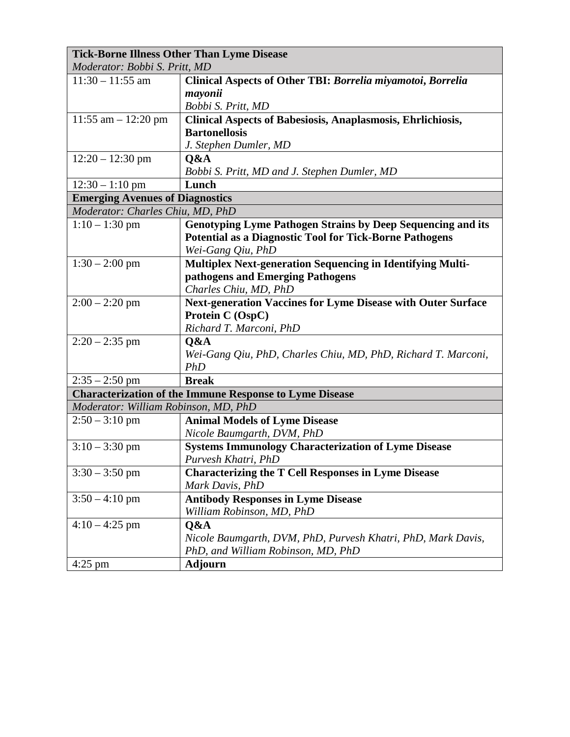| **Tick-Borne Illness Other Than Lyme Disease** | |
|---|---|
| *Moderator: Bobbi S. Pritt, MD* | |
| 11:30 – 11:55 am | **Clinical Aspects of Other TBI: *Borrelia miyamotoi*, *Borrelia mayonii***<br>*Bobbi S. Pritt, MD* |
| 11:55 am – 12:20 pm | **Clinical Aspects of Babesiosis, Anaplasmosis, Ehrlichiosis, Bartonellosis**<br>*J. Stephen Dumler, MD* |
| 12:20 – 12:30 pm | **Q&A**<br>*Bobbi S. Pritt, MD and J. Stephen Dumler, MD* |
| 12:30 – 1:10 pm | **Lunch** |
| **Emerging Avenues of Diagnostics** | |
| *Moderator: Charles Chiu, MD, PhD* | |
| 1:10 – 1:30 pm | **Genotyping Lyme Pathogen Strains by Deep Sequencing and its Potential as a Diagnostic Tool for Tick-Borne Pathogens**<br>*Wei-Gang Qiu, PhD* |
| 1:30 – 2:00 pm | **Multiplex Next-generation Sequencing in Identifying Multi-pathogens and Emerging Pathogens**<br>*Charles Chiu, MD, PhD* |
| 2:00 – 2:20 pm | **Next-generation Vaccines for Lyme Disease with Outer Surface Protein C (OspC)**<br>*Richard T. Marconi, PhD* |
| 2:20 – 2:35 pm | **Q&A**<br>*Wei-Gang Qiu, PhD, Charles Chiu, MD, PhD, Richard T. Marconi, PhD* |
| 2:35 – 2:50 pm | **Break** |
| **Characterization of the Immune Response to Lyme Disease** | |
| *Moderator: William Robinson, MD, PhD* | |
| 2:50 – 3:10 pm | **Animal Models of Lyme Disease**<br>*Nicole Baumgarth, DVM, PhD* |
| 3:10 – 3:30 pm | **Systems Immunology Characterization of Lyme Disease**<br>*Purvesh Khatri, PhD* |
| 3:30 – 3:50 pm | **Characterizing the T Cell Responses in Lyme Disease**<br>*Mark Davis, PhD* |
| 3:50 – 4:10 pm | **Antibody Responses in Lyme Disease**<br>*William Robinson, MD, PhD* |
| 4:10 – 4:25 pm | **Q&A**<br>*Nicole Baumgarth, DVM, PhD, Purvesh Khatri, PhD, Mark Davis, PhD, and William Robinson, MD, PhD* |
| 4:25 pm | **Adjourn** |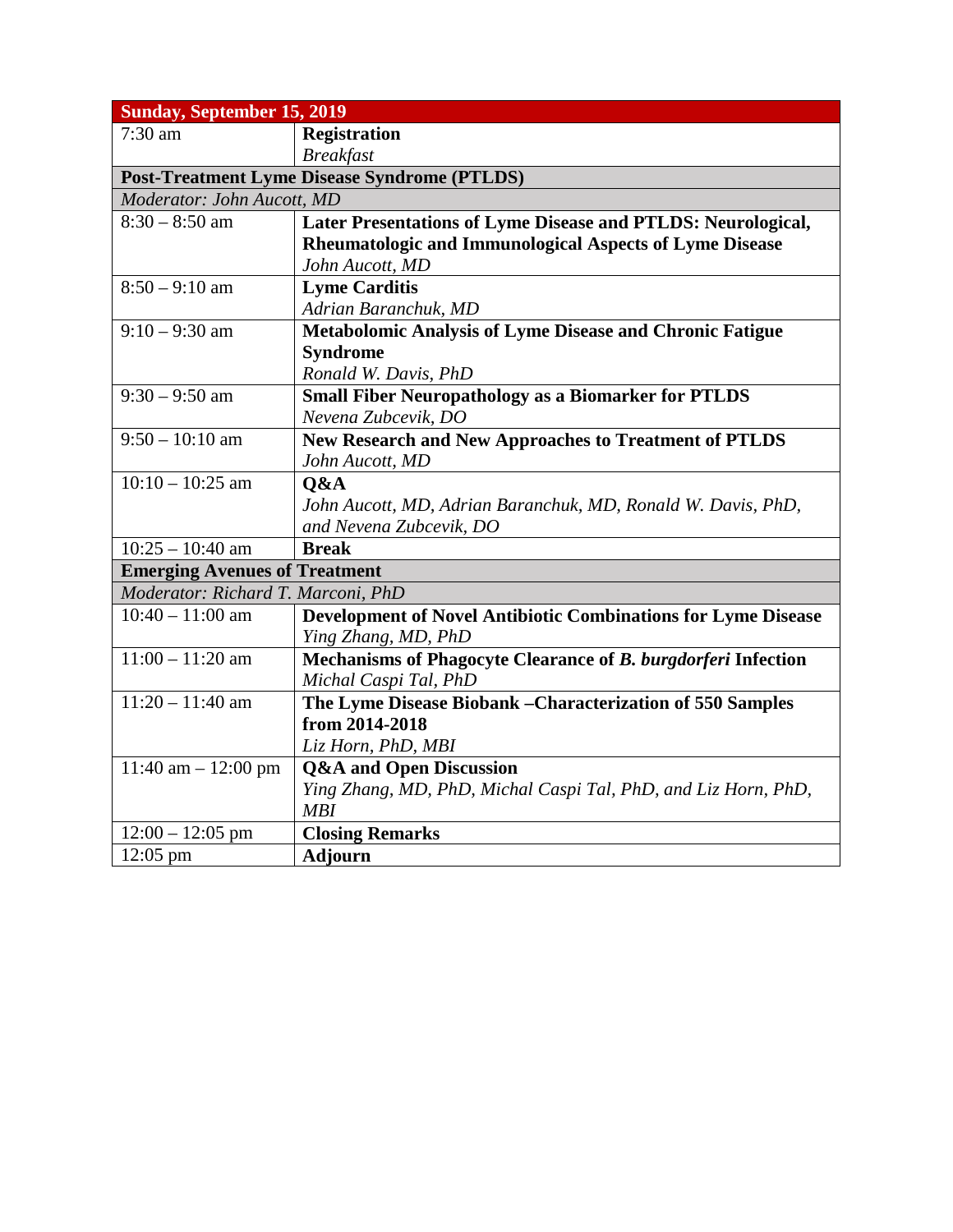| Sunday, September 15, 2019 | |
|---|---|
| 7:30 am | **Registration**<br>*Breakfast* |
| **Post-Treatment Lyme Disease Syndrome (PTLDS)** | |
| *Moderator: John Aucott, MD* | |
| 8:30 – 8:50 am | **Later Presentations of Lyme Disease and PTLDS: Neurological, Rheumatologic and Immunological Aspects of Lyme Disease**<br>*John Aucott, MD* |
| 8:50 – 9:10 am | **Lyme Carditis**<br>*Adrian Baranchuk, MD* |
| 9:10 – 9:30 am | **Metabolomic Analysis of Lyme Disease and Chronic Fatigue Syndrome**<br>*Ronald W. Davis, PhD* |
| 9:30 – 9:50 am | **Small Fiber Neuropathology as a Biomarker for PTLDS**<br>*Nevena Zubcevik, DO* |
| 9:50 – 10:10 am | **New Research and New Approaches to Treatment of PTLDS**<br>*John Aucott, MD* |
| 10:10 – 10:25 am | **Q&A**<br>*John Aucott, MD, Adrian Baranchuk, MD, Ronald W. Davis, PhD, and Nevena Zubcevik, DO* |
| 10:25 – 10:40 am | **Break** |
| **Emerging Avenues of Treatment** | |
| *Moderator: Richard T. Marconi, PhD* | |
| 10:40 – 11:00 am | **Development of Novel Antibiotic Combinations for Lyme Disease**<br>*Ying Zhang, MD, PhD* |
| 11:00 – 11:20 am | **Mechanisms of Phagocyte Clearance of *B. burgdorferi* Infection**<br>*Michal Caspi Tal, PhD* |
| 11:20 – 11:40 am | **The Lyme Disease Biobank –Characterization of 550 Samples from 2014-2018**<br>*Liz Horn, PhD, MBI* |
| 11:40 am – 12:00 pm | **Q&A and Open Discussion**<br>*Ying Zhang, MD, PhD, Michal Caspi Tal, PhD, and Liz Horn, PhD, MBI* |
| 12:00 – 12:05 pm | **Closing Remarks** |
| 12:05 pm | **Adjourn** |